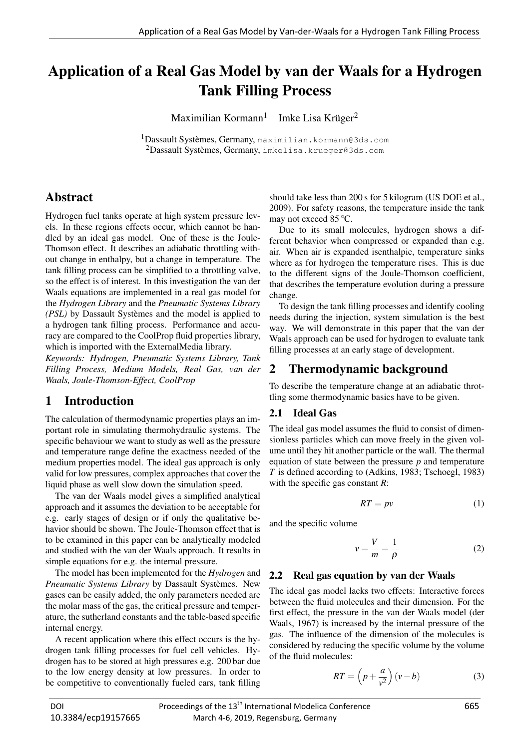// Application of a Real Gas Model by van der Waals for a Hydrogen Tank Filling Process

# Application of a Real Gas Model by van der Waals for a Hydrogen Tank Filling Process

Maximilian Kormann[1] Imke Lisa Krüger[2]

[1]Dassault Systèmes, Germany, maximilian.kormann@3ds.com
[2]Dassault Systèmes, Germany, imkelisa.krueger@3ds.com

## Abstract

Hydrogen fuel tanks operate at high system pressure levels. In these regions effects occur, which cannot be handled by an ideal gas model. One of these is the Joule-Thomson effect. It describes an adiabatic throttling without change in enthalpy, but a change in temperature. The tank filling process can be simplified to a throttling valve, so the effect is of interest. In this investigation the van der Waals equations are implemented in a real gas model for the *Hydrogen Library* and the *Pneumatic Systems Library (PSL)* by Dassault Systèmes and the model is applied to a hydrogen tank filling process. Performance and accuracy are compared to the CoolProp fluid properties library, which is imported with the ExternalMedia library.

*Keywords: Hydrogen, Pneumatic Systems Library, Tank Filling Process, Medium Models, Real Gas, van der Waals, Joule-Thomson-Effect, CoolProp*

## 1 Introduction

The calculation of thermodynamic properties plays an important role in simulating thermohydraulic systems. The specific behaviour we want to study as well as the pressure and temperature range define the exactness needed of the medium properties model. The ideal gas approach is only valid for low pressures, complex approaches that cover the liquid phase as well slow down the simulation speed.

The van der Waals model gives a simplified analytical approach and it assumes the deviation to be acceptable for e.g. early stages of design or if only the qualitative behavior should be shown. The Joule-Thomson effect that is to be examined in this paper can be analytically modeled and studied with the van der Waals approach. It results in simple equations for e.g. the internal pressure.

The model has been implemented for the *Hydrogen* and *Pneumatic Systems Library* by Dassault Systèmes. New gases can be easily added, the only parameters needed are the molar mass of the gas, the critical pressure and temperature, the sutherland constants and the table-based specific internal energy.

A recent application where this effect occurs is the hydrogen tank filling processes for fuel cell vehicles. Hydrogen has to be stored at high pressures e.g. 200 bar due to the low energy density at low pressures. In order to be competitive to conventionally fueled cars, tank filling should take less than 200 s for 5 kilogram (US DOE et al., 2009). For safety reasons, the temperature inside the tank may not exceed 85 °C.

Due to its small molecules, hydrogen shows a different behavior when compressed or expanded than e.g. air. When air is expanded isenthalpic, temperature sinks where as for hydrogen the temperature rises. This is due to the different signs of the Joule-Thomson coefficient, that describes the temperature evolution during a pressure change.

To design the tank filling processes and identify cooling needs during the injection, system simulation is the best way. We will demonstrate in this paper that the van der Waals approach can be used for hydrogen to evaluate tank filling processes at an early stage of development.

## 2 Thermodynamic background

To describe the temperature change at an adiabatic throttling some thermodynamic basics have to be given.

### 2.1 Ideal Gas

The ideal gas model assumes the fluid to consist of dimensionless particles which can move freely in the given volume until they hit another particle or the wall. The thermal equation of state between the pressure $p$ and temperature $T$ is defined according to (Adkins, 1983; Tschoegl, 1983) with the specific gas constant $R$:

$$RT = pv \tag{1}$$

and the specific volume

$$v = \frac{V}{m} = \frac{1}{\rho} \tag{2}$$

### 2.2 Real gas equation by van der Waals

The ideal gas model lacks two effects: Interactive forces between the fluid molecules and their dimension. For the first effect, the pressure in the van der Waals model (der Waals, 1967) is increased by the internal pressure of the gas. The influence of the dimension of the molecules is considered by reducing the specific volume by the volume of the fluid molecules:

$$RT = \left(p + \frac{a}{v^2}\right)(v - b) \tag{3}$$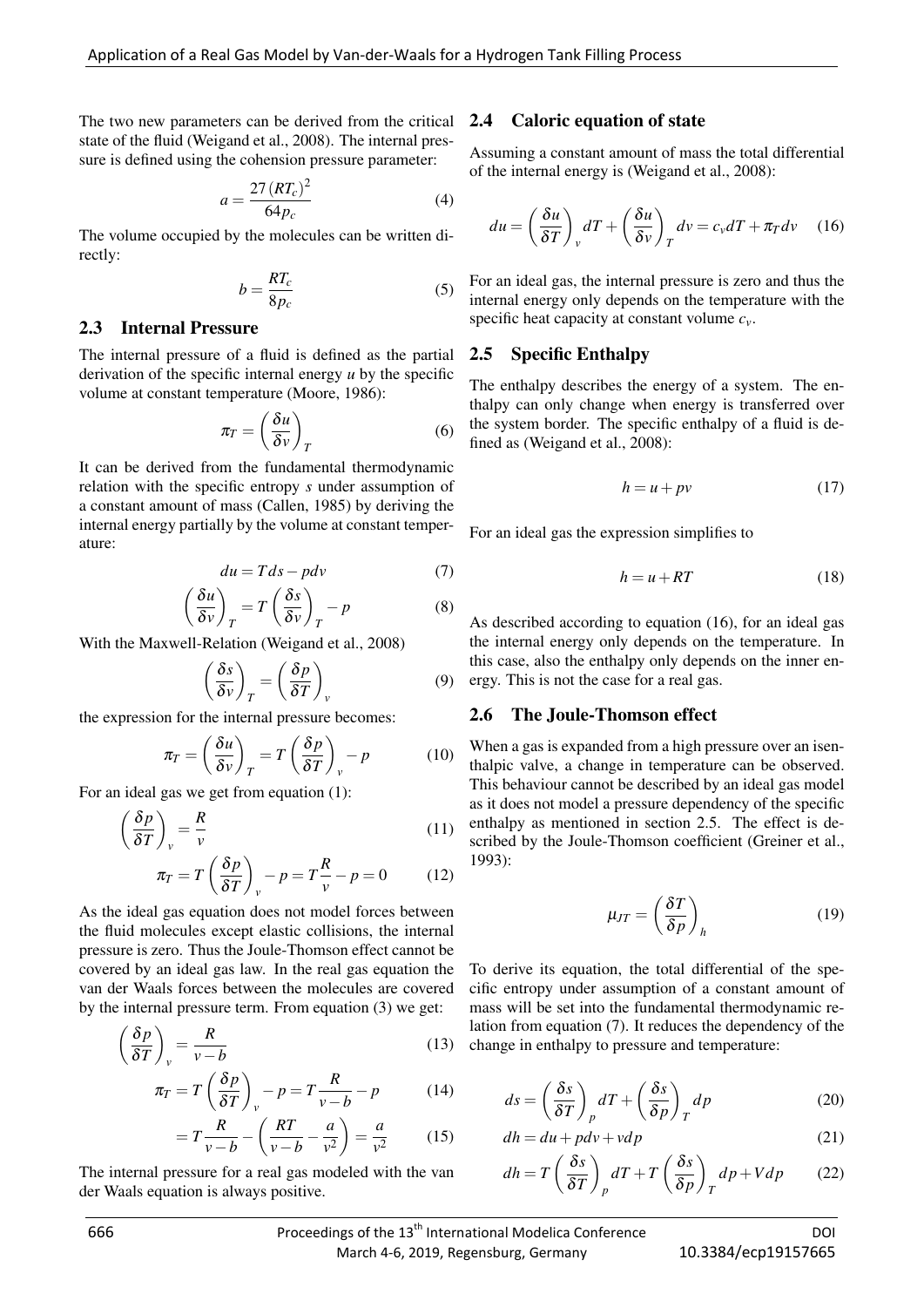The two new parameters can be derived from the critical state of the fluid (Weigand et al., 2008). The internal pressure is defined using the cohension pressure parameter:

$$a = \frac{27\,(RT_c)^2}{64 p_c} \tag{4}$$

The volume occupied by the molecules can be written directly:

$$b = \frac{RT_c}{8 p_c} \tag{5}$$

## 2.3 Internal Pressure

The internal pressure of a fluid is defined as the partial derivation of the specific internal energy $u$ by the specific volume at constant temperature (Moore, 1986):

$$\pi_T = \left(\frac{\delta u}{\delta v}\right)_T \tag{6}$$

It can be derived from the fundamental thermodynamic relation with the specific entropy $s$ under assumption of a constant amount of mass (Callen, 1985) by deriving the internal energy partially by the volume at constant temperature:

$$du = T ds - p dv \tag{7}$$

$$\left(\frac{\delta u}{\delta v}\right)_T = T \left(\frac{\delta s}{\delta v}\right)_T - p \tag{8}$$

With the Maxwell-Relation (Weigand et al., 2008)

$$\left(\frac{\delta s}{\delta v}\right)_T = \left(\frac{\delta p}{\delta T}\right)_v \tag{9}$$

the expression for the internal pressure becomes:

$$\pi_T = \left(\frac{\delta u}{\delta v}\right)_T = T \left(\frac{\delta p}{\delta T}\right)_v - p \tag{10}$$

For an ideal gas we get from equation (1):

$$\left(\frac{\delta p}{\delta T}\right)_v = \frac{R}{v} \tag{11}$$

$$\pi_T = T \left(\frac{\delta p}{\delta T}\right)_v - p = T\frac{R}{v} - p = 0 \tag{12}$$

As the ideal gas equation does not model forces between the fluid molecules except elastic collisions, the internal pressure is zero. Thus the Joule-Thomson effect cannot be covered by an ideal gas law. In the real gas equation the van der Waals forces between the molecules are covered by the internal pressure term. From equation (3) we get:

$$\left(\frac{\delta p}{\delta T}\right)_v = \frac{R}{v-b} \tag{13}$$

$$\pi_T = T \left(\frac{\delta p}{\delta T}\right)_v - p = T\frac{R}{v-b} - p \tag{14}$$

$$= T\frac{R}{v-b} - \left(\frac{RT}{v-b} - \frac{a}{v^2}\right) = \frac{a}{v^2} \tag{15}$$

The internal pressure for a real gas modeled with the van der Waals equation is always positive.

## 2.4 Caloric equation of state

Assuming a constant amount of mass the total differential of the internal energy is (Weigand et al., 2008):

$$du = \left(\frac{\delta u}{\delta T}\right)_v dT + \left(\frac{\delta u}{\delta v}\right)_T dv = c_v dT + \pi_T dv \tag{16}$$

For an ideal gas, the internal pressure is zero and thus the internal energy only depends on the temperature with the specific heat capacity at constant volume $c_v$.

## 2.5 Specific Enthalpy

The enthalpy describes the energy of a system. The enthalpy can only change when energy is transferred over the system border. The specific enthalpy of a fluid is defined as (Weigand et al., 2008):

$$h = u + pv \tag{17}$$

For an ideal gas the expression simplifies to

$$h = u + RT \tag{18}$$

As described according to equation (16), for an ideal gas the internal energy only depends on the temperature. In this case, also the enthalpy only depends on the inner energy. This is not the case for a real gas.

## 2.6 The Joule-Thomson effect

When a gas is expanded from a high pressure over an isenthalpic valve, a change in temperature can be observed. This behaviour cannot be described by an ideal gas model as it does not model a pressure dependency of the specific enthalpy as mentioned in section 2.5. The effect is described by the Joule-Thomson coefficient (Greiner et al., 1993):

$$\mu_{JT} = \left(\frac{\delta T}{\delta p}\right)_h \tag{19}$$

To derive its equation, the total differential of the specific entropy under assumption of a constant amount of mass will be set into the fundamental thermodynamic relation from equation (7). It reduces the dependency of the change in enthalpy to pressure and temperature:

$$ds = \left(\frac{\delta s}{\delta T}\right)_p dT + \left(\frac{\delta s}{\delta p}\right)_T dp \tag{20}$$

$$dh = du + pdv + vdp \tag{21}$$

$$dh = T\left(\frac{\delta s}{\delta T}\right)_p dT + T\left(\frac{\delta s}{\delta p}\right)_T dp + V dp \tag{22}$$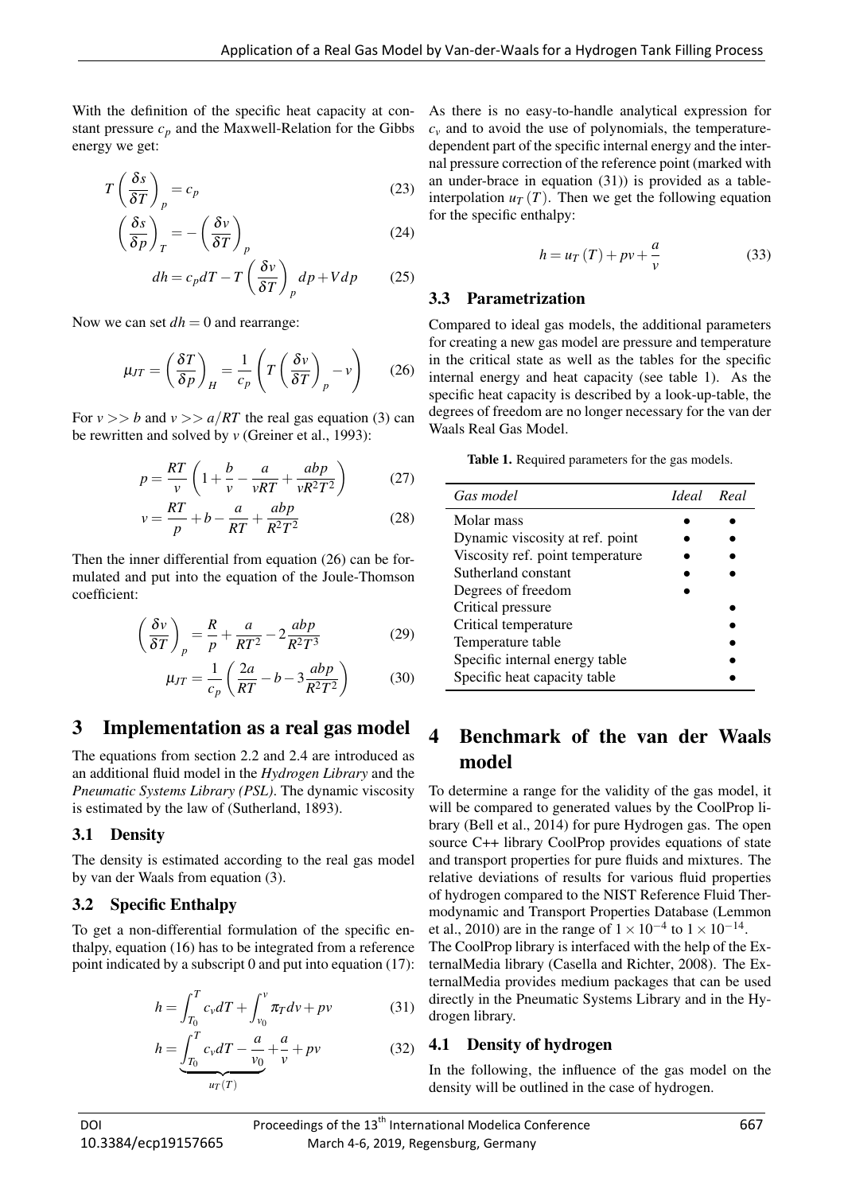With the definition of the specific heat capacity at constant pressure $c_p$ and the Maxwell-Relation for the Gibbs energy we get:

$$T\left(\frac{\delta s}{\delta T}\right)_p = c_p \tag{23}$$

$$\left(\frac{\delta s}{\delta p}\right)_T = -\left(\frac{\delta v}{\delta T}\right)_p \tag{24}$$

$$dh = c_p dT - T\left(\frac{\delta v}{\delta T}\right)_p dp + V dp \tag{25}$$

Now we can set $dh = 0$ and rearrange:

$$\mu_{JT} = \left(\frac{\delta T}{\delta p}\right)_H = \frac{1}{c_p}\left(T\left(\frac{\delta v}{\delta T}\right)_p - v\right) \tag{26}$$

For $v >> b$ and $v >> a/RT$ the real gas equation (3) can be rewritten and solved by $v$ (Greiner et al., 1993):

$$p = \frac{RT}{v}\left(1 + \frac{b}{v} - \frac{a}{vRT} + \frac{abp}{vR^2T^2}\right) \tag{27}$$

$$v = \frac{RT}{p} + b - \frac{a}{RT} + \frac{abp}{R^2T^2} \tag{28}$$

Then the inner differential from equation (26) can be formulated and put into the equation of the Joule-Thomson coefficient:

$$\left(\frac{\delta v}{\delta T}\right)_p = \frac{R}{p} + \frac{a}{RT^2} - 2\frac{abp}{R^2T^3} \tag{29}$$

$$\mu_{JT} = \frac{1}{c_p}\left(\frac{2a}{RT} - b - 3\frac{abp}{R^2T^2}\right) \tag{30}$$

# 3 Implementation as a real gas model

The equations from section 2.2 and 2.4 are introduced as an additional fluid model in the *Hydrogen Library* and the *Pneumatic Systems Library (PSL)*. The dynamic viscosity is estimated by the law of (Sutherland, 1893).

## 3.1 Density

The density is estimated according to the real gas model by van der Waals from equation (3).

## 3.2 Specific Enthalpy

To get a non-differential formulation of the specific enthalpy, equation (16) has to be integrated from a reference point indicated by a subscript 0 and put into equation (17):

$$h = \int_{T_0}^{T} c_v dT + \int_{v_0}^{v} \pi_T dv + pv \tag{31}$$

$$h = \underbrace{\int_{T_0}^{T} c_v dT - \frac{a}{v_0}}_{u_T(T)} + \frac{a}{v} + pv \tag{32}$$

As there is no easy-to-handle analytical expression for $c_v$ and to avoid the use of polynomials, the temperature-dependent part of the specific internal energy and the internal pressure correction of the reference point (marked with an under-brace in equation (31)) is provided as a table-interpolation $u_T(T)$. Then we get the following equation for the specific enthalpy:

$$h = u_T(T) + pv + \frac{a}{v} \tag{33}$$

## 3.3 Parametrization

Compared to ideal gas models, the additional parameters for creating a new gas model are pressure and temperature in the critical state as well as the tables for the specific internal energy and heat capacity (see table 1). As the specific heat capacity is described by a look-up-table, the degrees of freedom are no longer necessary for the van der Waals Real Gas Model.

**Table 1.** Required parameters for the gas models.

| *Gas model* | *Ideal* | *Real* |
|---|---|---|
| Molar mass | • | • |
| Dynamic viscosity at ref. point | • | • |
| Viscosity ref. point temperature | • | • |
| Sutherland constant | • | • |
| Degrees of freedom | • | |
| Critical pressure | | • |
| Critical temperature | | • |
| Temperature table | | • |
| Specific internal energy table | | • |
| Specific heat capacity table | | • |

# 4 Benchmark of the van der Waals model

To determine a range for the validity of the gas model, it will be compared to generated values by the CoolProp library (Bell et al., 2014) for pure Hydrogen gas. The open source C++ library CoolProp provides equations of state and transport properties for pure fluids and mixtures. The relative deviations of results for various fluid properties of hydrogen compared to the NIST Reference Fluid Thermodynamic and Transport Properties Database (Lemmon et al., 2010) are in the range of $1 \times 10^{-4}$ to $1 \times 10^{-14}$.

The CoolProp library is interfaced with the help of the ExternalMedia library (Casella and Richter, 2008). The ExternalMedia provides medium packages that can be used directly in the Pneumatic Systems Library and in the Hydrogen library.

## 4.1 Density of hydrogen

In the following, the influence of the gas model on the density will be outlined in the case of hydrogen.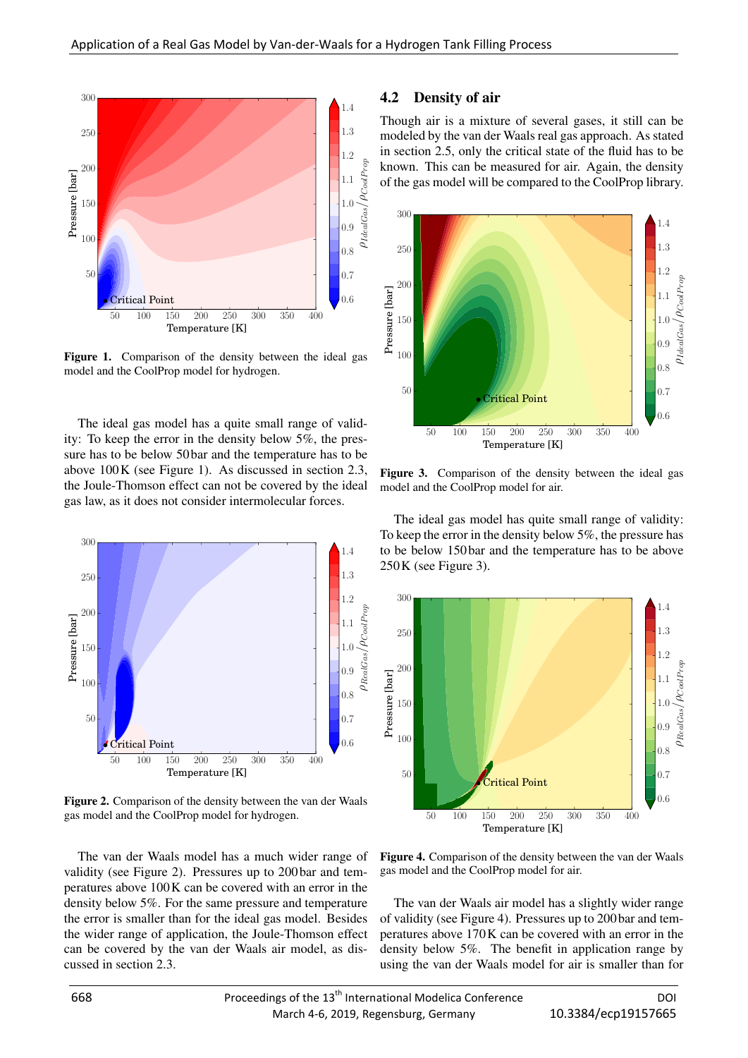Figure 1. Comparison of the density between the ideal gas model and the CoolProp model for hydrogen.

The ideal gas model has a quite small range of validity: To keep the error in the density below 5%, the pressure has to be below 50 bar and the temperature has to be above 100 K (see Figure 1). As discussed in section 2.3, the Joule-Thomson effect can not be covered by the ideal gas law, as it does not consider intermolecular forces.

Figure 2. Comparison of the density between the van der Waals gas model and the CoolProp model for hydrogen.

The van der Waals model has a much wider range of validity (see Figure 2). Pressures up to 200 bar and temperatures above 100 K can be covered with an error in the density below 5%. For the same pressure and temperature the error is smaller than for the ideal gas model. Besides the wider range of application, the Joule-Thomson effect can be covered by the van der Waals air model, as discussed in section 2.3.

### 4.2 Density of air

Though air is a mixture of several gases, it still can be modeled by the van der Waals real gas approach. As stated in section 2.5, only the critical state of the fluid has to be known. This can be measured for air. Again, the density of the gas model will be compared to the CoolProp library.

Figure 3. Comparison of the density between the ideal gas model and the CoolProp model for air.

The ideal gas model has quite small range of validity: To keep the error in the density below 5%, the pressure has to be below 150 bar and the temperature has to be above 250 K (see Figure 3).

Figure 4. Comparison of the density between the van der Waals gas model and the CoolProp model for air.

The van der Waals air model has a slightly wider range of validity (see Figure 4). Pressures up to 200 bar and temperatures above 170 K can be covered with an error in the density below 5%. The benefit in application range by using the van der Waals model for air is smaller than for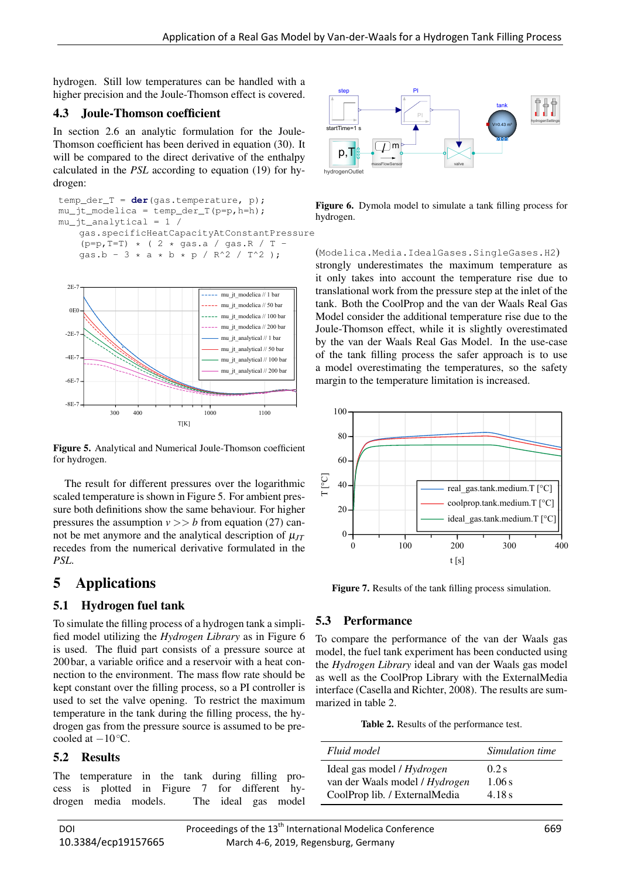hydrogen. Still low temperatures can be handled with a higher precision and the Joule-Thomson effect is covered.

### 4.3 Joule-Thomson coefficient

In section 2.6 an analytic formulation for the Joule-Thomson coefficient has been derived in equation (30). It will be compared to the direct derivative of the enthalpy calculated in the *PSL* according to equation (19) for hydrogen:

```
temp_der_T = der(gas.temperature, p);
mu_jt_modelica = temp_der_T(p=p,h=h);
mu_jt_analytical = 1 /
    gas.specificHeatCapacityAtConstantPressure
    (p=p,T=T) * ( 2 * gas.a / gas.R / T -
    gas.b - 3 * a * b * p / R^2 / T^2 );
```

**Figure 5.** Analytical and Numerical Joule-Thomson coefficient for hydrogen.

The result for different pressures over the logarithmic scaled temperature is shown in Figure 5. For ambient pressure both definitions show the same behaviour. For higher pressures the assumption $v >> b$ from equation (27) cannot be met anymore and the analytical description of $\mu_{JT}$ recedes from the numerical derivative formulated in the *PSL*.

## 5 Applications

### 5.1 Hydrogen fuel tank

To simulate the filling process of a hydrogen tank a simplified model utilizing the *Hydrogen Library* as in Figure 6 is used. The fluid part consists of a pressure source at 200 bar, a variable orifice and a reservoir with a heat connection to the environment. The mass flow rate should be kept constant over the filling process, so a PI controller is used to set the valve opening. To restrict the maximum temperature in the tank during the filling process, the hydrogen gas from the pressure source is assumed to be precooled at $-10\,°C$.

### 5.2 Results

The temperature in the tank during filling process is plotted in Figure 7 for different hydrogen media models. The ideal gas model

**Figure 6.** Dymola model to simulate a tank filling process for hydrogen.

(Modelica.Media.IdealGases.SingleGases.H2) strongly underestimates the maximum temperature as it only takes into account the temperature rise due to translational work from the pressure step at the inlet of the tank. Both the CoolProp and the van der Waals Real Gas Model consider the additional temperature rise due to the Joule-Thomson effect, while it is slightly overestimated by the van der Waals Real Gas Model. In the use-case of the tank filling process the safer approach is to use a model overestimating the temperatures, so the safety margin to the temperature limitation is increased.

**Figure 7.** Results of the tank filling process simulation.

### 5.3 Performance

To compare the performance of the van der Waals gas model, the fuel tank experiment has been conducted using the *Hydrogen Library* ideal and van der Waals gas model as well as the CoolProp Library with the ExternalMedia interface (Casella and Richter, 2008). The results are summarized in table 2.

**Table 2.** Results of the performance test.

| *Fluid model* | *Simulation time* |
|---|---|
| Ideal gas model / *Hydrogen* | 0.2 s |
| van der Waals model / *Hydrogen* | 1.06 s |
| CoolProp lib. / ExternalMedia | 4.18 s |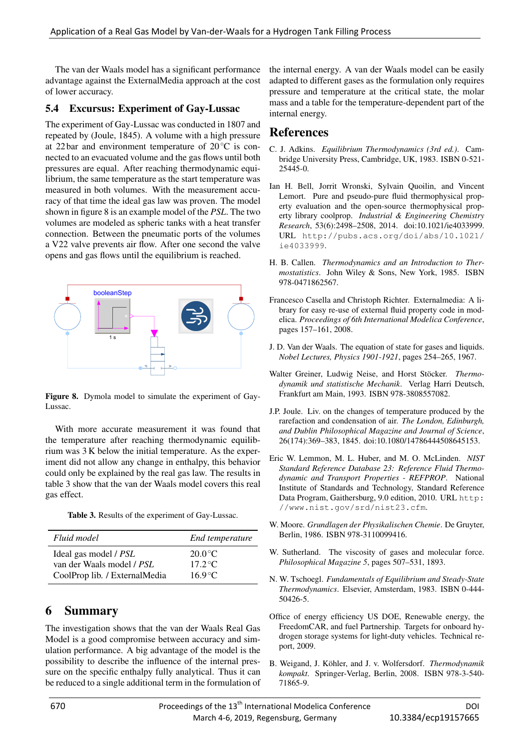The van der Waals model has a significant performance advantage against the ExternalMedia approach at the cost of lower accuracy.

### 5.4 Excursus: Experiment of Gay-Lussac

The experiment of Gay-Lussac was conducted in 1807 and repeated by (Joule, 1845). A volume with a high pressure at 22 bar and environment temperature of 20 °C is connected to an evacuated volume and the gas flows until both pressures are equal. After reaching thermodynamic equilibrium, the same temperature as the start temperature was measured in both volumes. With the measurement accuracy of that time the ideal gas law was proven. The model shown in figure 8 is an example model of the *PSL*. The two volumes are modeled as spheric tanks with a heat transfer connection. Between the pneumatic ports of the volumes a V22 valve prevents air flow. After one second the valve opens and gas flows until the equilibrium is reached.

booleanStep

1 s

**Figure 8.** Dymola model to simulate the experiment of Gay-Lussac.

With more accurate measurement it was found that the temperature after reaching thermodynamic equilibrium was 3 K below the initial temperature. As the experiment did not allow any change in enthalpy, this behavior could only be explained by the real gas law. The results in table 3 show that the van der Waals model covers this real gas effect.

**Table 3.** Results of the experiment of Gay-Lussac.

| *Fluid model* | *End temperature* |
|---|---|
| Ideal gas model / *PSL* | 20.0 °C |
| van der Waals model / *PSL* | 17.2 °C |
| CoolProp lib. / ExternalMedia | 16.9 °C |

## 6 Summary

The investigation shows that the van der Waals Real Gas Model is a good compromise between accuracy and simulation performance. A big advantage of the model is the possibility to describe the influence of the internal pressure on the specific enthalpy fully analytical. Thus it can be reduced to a single additional term in the formulation of the internal energy. A van der Waals model can be easily adapted to different gases as the formulation only requires pressure and temperature at the critical state, the molar mass and a table for the temperature-dependent part of the internal energy.

## References

C. J. Adkins. *Equilibrium Thermodynamics (3rd ed.)*. Cambridge University Press, Cambridge, UK, 1983. ISBN 0-521-25445-0.

Ian H. Bell, Jorrit Wronski, Sylvain Quoilin, and Vincent Lemort. Pure and pseudo-pure fluid thermophysical property evaluation and the open-source thermophysical property library coolprop. *Industrial & Engineering Chemistry Research*, 53(6):2498–2508, 2014. doi:10.1021/ie4033999. URL http://pubs.acs.org/doi/abs/10.1021/ie4033999.

H. B. Callen. *Thermodynamics and an Introduction to Thermostatistics*. John Wiley & Sons, New York, 1985. ISBN 978-0471862567.

Francesco Casella and Christoph Richter. Externalmedia: A library for easy re-use of external fluid property code in modelica. *Proceedings of 6th International Modelica Conference*, pages 157–161, 2008.

J. D. Van der Waals. The equation of state for gases and liquids. *Nobel Lectures, Physics 1901-1921*, pages 254–265, 1967.

Walter Greiner, Ludwig Neise, and Horst Stöcker. *Thermodynamik und statistische Mechanik*. Verlag Harri Deutsch, Frankfurt am Main, 1993. ISBN 978-3808557082.

J.P. Joule. Liv. on the changes of temperature produced by the rarefaction and condensation of air. *The London, Edinburgh, and Dublin Philosophical Magazine and Journal of Science*, 26(174):369–383, 1845. doi:10.1080/14786444508645153.

Eric W. Lemmon, M. L. Huber, and M. O. McLinden. *NIST Standard Reference Database 23: Reference Fluid Thermodynamic and Transport Properties - REFPROP*. National Institute of Standards and Technology, Standard Reference Data Program, Gaithersburg, 9.0 edition, 2010. URL http://www.nist.gov/srd/nist23.cfm.

W. Moore. *Grundlagen der Physikalischen Chemie*. De Gruyter, Berlin, 1986. ISBN 978-3110099416.

W. Sutherland. The viscosity of gases and molecular force. *Philosophical Magazine 5*, pages 507–531, 1893.

N. W. Tschoegl. *Fundamentals of Equilibrium and Steady-State Thermodynamics*. Elsevier, Amsterdam, 1983. ISBN 0-444-50426-5.

Office of energy efficiency US DOE, Renewable energy, the FreedomCAR, and fuel Partnership. Targets for onboard hydrogen storage systems for light-duty vehicles. Technical report, 2009.

B. Weigand, J. Köhler, and J. v. Wolfersdorf. *Thermodynamik kompakt*. Springer-Verlag, Berlin, 2008. ISBN 978-3-540-71865-9.